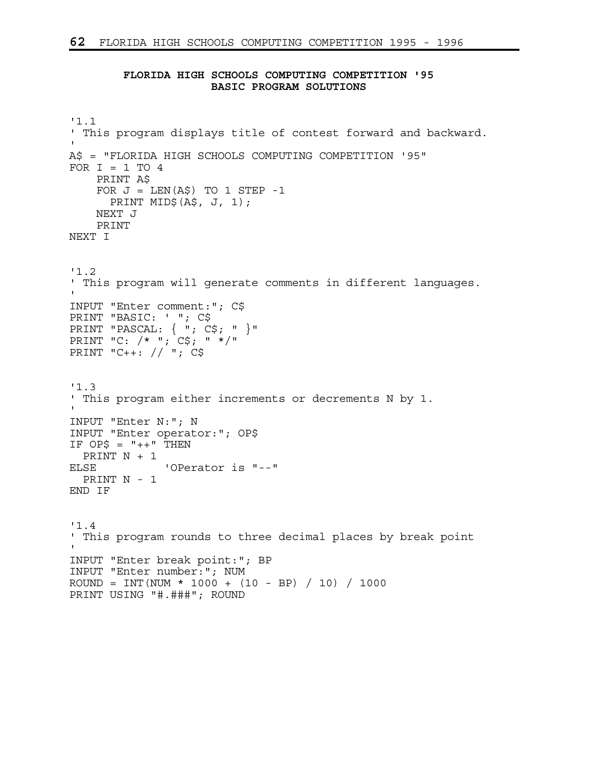## FLORIDA HIGH SCHOOLS COMPUTING COMPETITION '95
### BASIC PROGRAM SOLUTIONS

```
'1.1
' This program displays title of contest forward and backward.
'
A$ = "FLORIDA HIGH SCHOOLS COMPUTING COMPETITION '95"
FOR I = 1 TO 4
    PRINT A$
    FOR J = LEN(A$) TO 1 STEP -1
      PRINT MID$(A$, J, 1);
    NEXT J
    PRINT
NEXT I
```

```
'1.2
' This program will generate comments in different languages.
'
INPUT "Enter comment:"; C$
PRINT "BASIC: ' "; C$
PRINT "PASCAL: { "; C$; " }"
PRINT "C: /* "; C$; " */"
PRINT "C++: // "; C$
```

```
'1.3
' This program either increments or decrements N by 1.
'
INPUT "Enter N:"; N
INPUT "Enter operator:"; OP$
IF OP$ = "++" THEN
  PRINT N + 1
ELSE          'OPerator is "--"
  PRINT N - 1
END IF
```

```
'1.4
' This program rounds to three decimal places by break point
'
INPUT "Enter break point:"; BP
INPUT "Enter number:"; NUM
ROUND = INT(NUM * 1000 + (10 - BP) / 10) / 1000
PRINT USING "#.###"; ROUND
```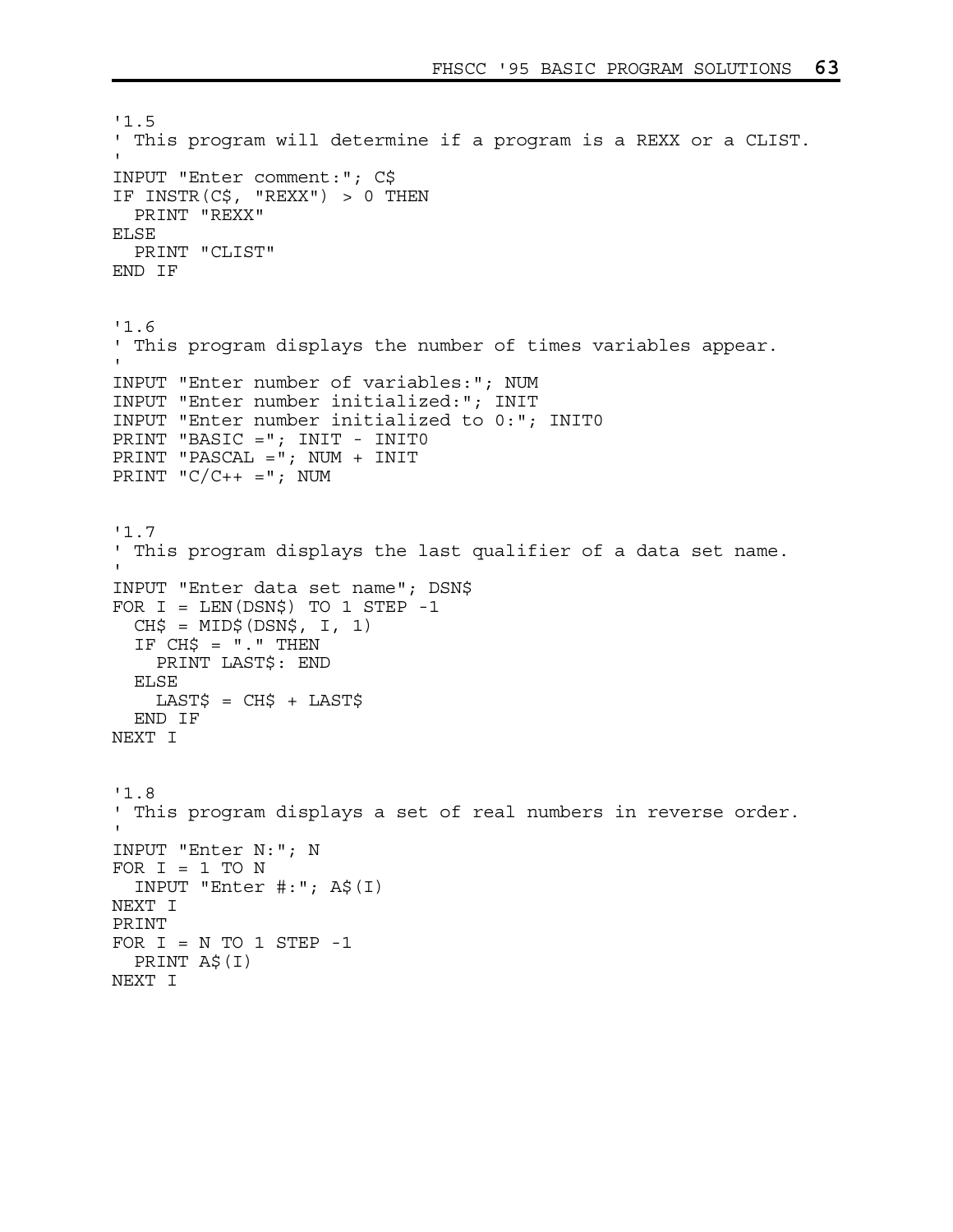```
'1.5
' This program will determine if a program is a REXX or a CLIST.
'
INPUT "Enter comment:"; C$
IF INSTR(C$, "REXX") > 0 THEN
  PRINT "REXX"
ELSE
  PRINT "CLIST"
END IF
```

```
'1.6
' This program displays the number of times variables appear.
'
INPUT "Enter number of variables:"; NUM
INPUT "Enter number initialized:"; INIT
INPUT "Enter number initialized to 0:"; INIT0
PRINT "BASIC ="; INIT - INIT0
PRINT "PASCAL ="; NUM + INIT
PRINT "C/C++ ="; NUM
```

```
'1.7
' This program displays the last qualifier of a data set name.
'
INPUT "Enter data set name"; DSN$
FOR I = LEN(DSN$) TO 1 STEP -1
  CH$ = MID$(DSN$, I, 1)
  IF CH$ = "." THEN
    PRINT LAST$: END
  ELSE
    LAST$ = CH$ + LAST$
  END IF
NEXT I
```

```
'1.8
' This program displays a set of real numbers in reverse order.
'
INPUT "Enter N:"; N
FOR I = 1 TO N
  INPUT "Enter #:"; A$(I)
NEXT I
PRINT
FOR I = N TO 1 STEP -1
  PRINT A$(I)
NEXT I
```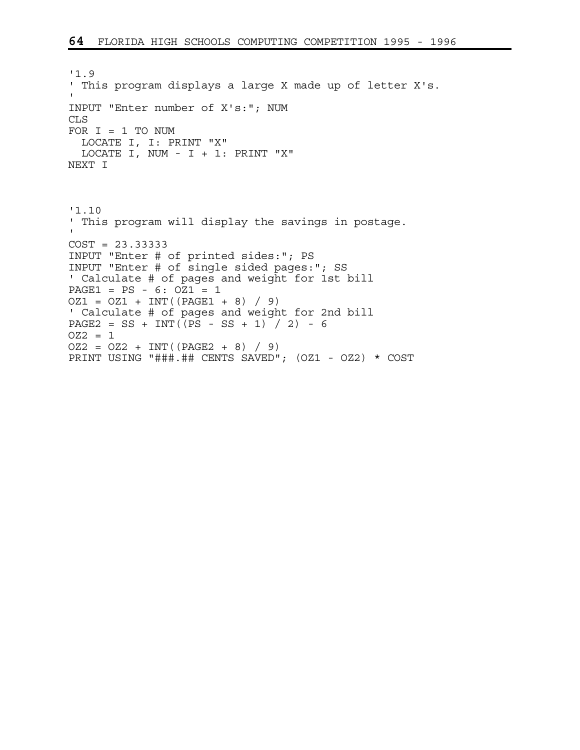```
'1.9
' This program displays a large X made up of letter X's.
'
INPUT "Enter number of X's:"; NUM
CLS
FOR I = 1 TO NUM
  LOCATE I, I: PRINT "X"
  LOCATE I, NUM - I + 1: PRINT "X"
NEXT I
```

```
'1.10
' This program will display the savings in postage.
'
COST = 23.33333
INPUT "Enter # of printed sides:"; PS
INPUT "Enter # of single sided pages:"; SS
' Calculate # of pages and weight for 1st bill
PAGE1 = PS - 6: OZ1 = 1
OZ1 = OZ1 + INT((PAGE1 + 8) / 9)
' Calculate # of pages and weight for 2nd bill
PAGE2 = SS + INT((PS - SS + 1) / 2) - 6
OZ2 = 1
OZ2 = OZ2 + INT((PAGE2 + 8) / 9)
PRINT USING "###.## CENTS SAVED"; (OZ1 - OZ2) * COST
```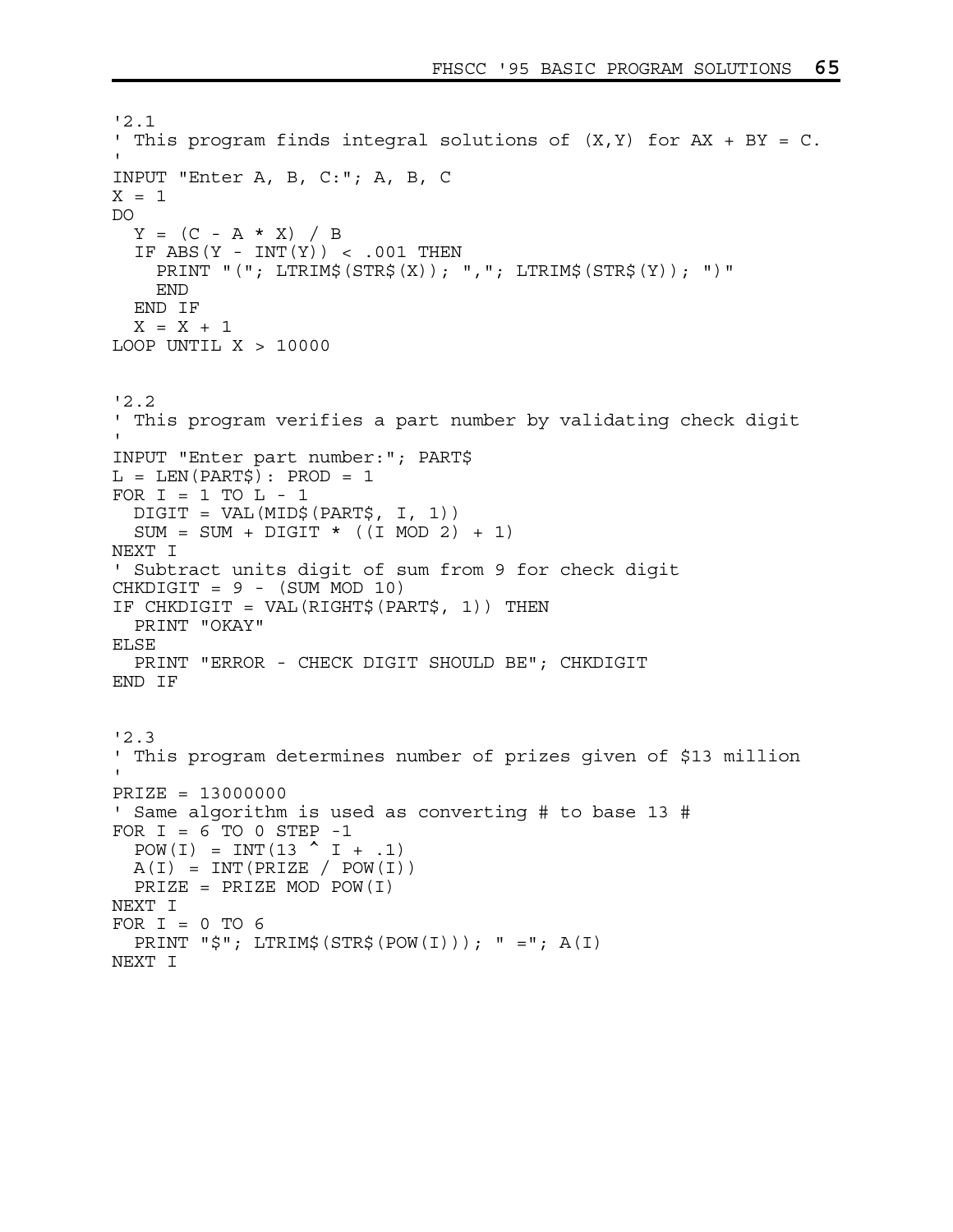```
'2.1
' This program finds integral solutions of (X,Y) for AX + BY = C.
'
INPUT "Enter A, B, C:"; A, B, C
X = 1
DO
  Y = (C - A * X) / B
  IF ABS(Y - INT(Y)) < .001 THEN
    PRINT "("; LTRIM$(STR$(X)); ","; LTRIM$(STR$(Y)); ")"
    END
  END IF
  X = X + 1
LOOP UNTIL X > 10000
```

```
'2.2
' This program verifies a part number by validating check digit
'
INPUT "Enter part number:"; PART$
L = LEN(PART$): PROD = 1
FOR I = 1 TO L - 1
  DIGIT = VAL(MID$(PART$, I, 1))
  SUM = SUM + DIGIT * ((I MOD 2) + 1)
NEXT I
' Subtract units digit of sum from 9 for check digit
CHKDIGIT = 9 - (SUM MOD 10)
IF CHKDIGIT = VAL(RIGHT$(PART$, 1)) THEN
  PRINT "OKAY"
ELSE
  PRINT "ERROR - CHECK DIGIT SHOULD BE"; CHKDIGIT
END IF
```

```
'2.3
' This program determines number of prizes given of $13 million
'
PRIZE = 13000000
' Same algorithm is used as converting # to base 13 #
FOR I = 6 TO 0 STEP -1
  POW(I) = INT(13 ^ I + .1)
  A(I) = INT(PRIZE / POW(I))
  PRIZE = PRIZE MOD POW(I)
NEXT I
FOR I = 0 TO 6
  PRINT "$"; LTRIM$(STR$(POW(I))); " ="; A(I)
NEXT I
```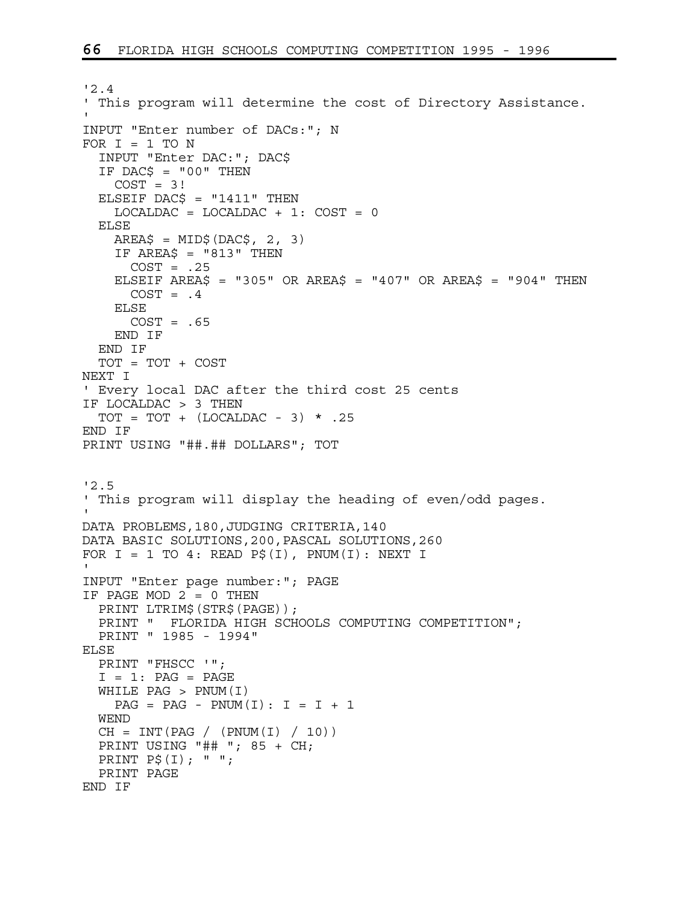```
'2.4
' This program will determine the cost of Directory Assistance.
'
INPUT "Enter number of DACs:"; N
FOR I = 1 TO N
  INPUT "Enter DAC:"; DAC$
  IF DAC$ = "00" THEN
    COST = 3!
  ELSEIF DAC$ = "1411" THEN
    LOCALDAC = LOCALDAC + 1: COST = 0
  ELSE
    AREA$ = MID$(DAC$, 2, 3)
    IF AREA$ = "813" THEN
      COST = .25
    ELSEIF AREA$ = "305" OR AREA$ = "407" OR AREA$ = "904" THEN
      COST = .4
    ELSE
      COST = .65
    END IF
  END IF
  TOT = TOT + COST
NEXT I
' Every local DAC after the third cost 25 cents
IF LOCALDAC > 3 THEN
  TOT = TOT + (LOCALDAC - 3) * .25
END IF
PRINT USING "##.## DOLLARS"; TOT
```

```
'2.5
' This program will display the heading of even/odd pages.
'
DATA PROBLEMS,180,JUDGING CRITERIA,140
DATA BASIC SOLUTIONS,200,PASCAL SOLUTIONS,260
FOR I = 1 TO 4: READ P$(I), PNUM(I): NEXT I
'
INPUT "Enter page number:"; PAGE
IF PAGE MOD 2 = 0 THEN
  PRINT LTRIM$(STR$(PAGE));
  PRINT "  FLORIDA HIGH SCHOOLS COMPUTING COMPETITION";
  PRINT " 1985 - 1994"
ELSE
  PRINT "FHSCC '";
  I = 1: PAG = PAGE
  WHILE PAG > PNUM(I)
    PAG = PAG - PNUM(I): I = I + 1
  WEND
  CH = INT(PAG / (PNUM(I) / 10))
  PRINT USING "## "; 85 + CH;
  PRINT P$(I); " ";
  PRINT PAGE
END IF
```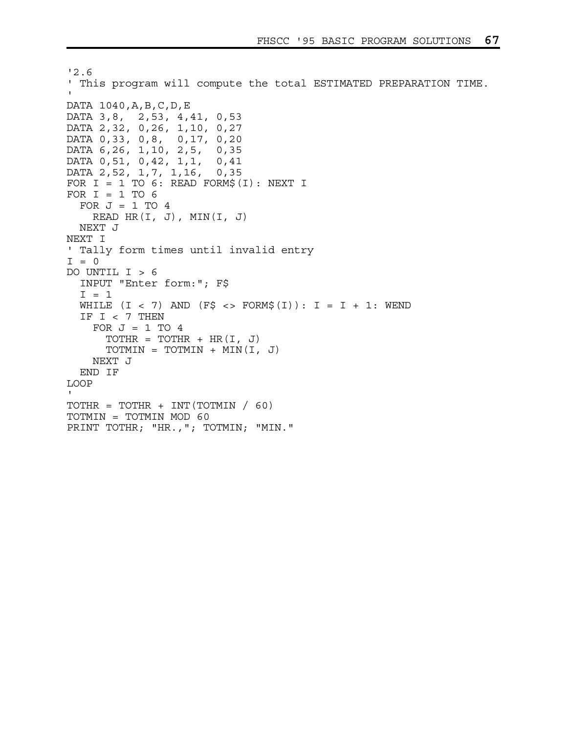```
'2.6
' This program will compute the total ESTIMATED PREPARATION TIME.
'
DATA 1040,A,B,C,D,E
DATA 3,8,  2,53, 4,41, 0,53
DATA 2,32, 0,26, 1,10, 0,27
DATA 0,33, 0,8,  0,17, 0,20
DATA 6,26, 1,10, 2,5,  0,35
DATA 0,51, 0,42, 1,1,  0,41
DATA 2,52, 1,7, 1,16,  0,35
FOR I = 1 TO 6: READ FORM$(I): NEXT I
FOR I = 1 TO 6
  FOR J = 1 TO 4
    READ HR(I, J), MIN(I, J)
  NEXT J
NEXT I
' Tally form times until invalid entry
I = 0
DO UNTIL I > 6
  INPUT "Enter form:"; F$
  I = 1
  WHILE (I < 7) AND (F$ <> FORM$(I)): I = I + 1: WEND
  IF I < 7 THEN
    FOR J = 1 TO 4
      TOTHR = TOTHR + HR(I, J)
      TOTMIN = TOTMIN + MIN(I, J)
    NEXT J
  END IF
LOOP
'
TOTHR = TOTHR + INT(TOTMIN / 60)
TOTMIN = TOTMIN MOD 60
PRINT TOTHR; "HR.,"; TOTMIN; "MIN."
```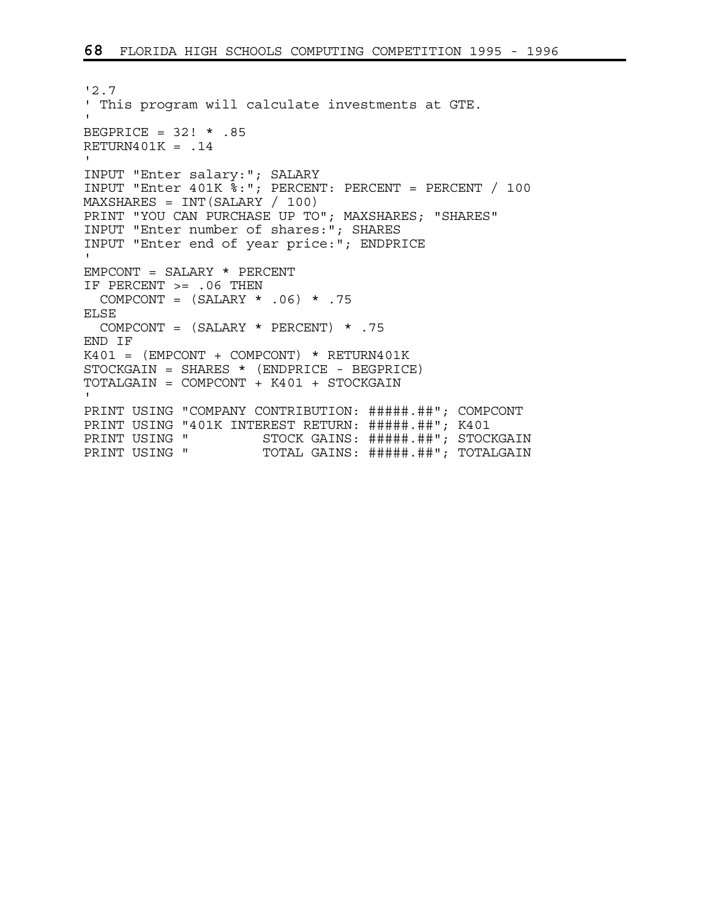```
'2.7
' This program will calculate investments at GTE.
'
BEGPRICE = 32! * .85
RETURN401K = .14
'
INPUT "Enter salary:"; SALARY
INPUT "Enter 401K %:"; PERCENT: PERCENT = PERCENT / 100
MAXSHARES = INT(SALARY / 100)
PRINT "YOU CAN PURCHASE UP TO"; MAXSHARES; "SHARES"
INPUT "Enter number of shares:"; SHARES
INPUT "Enter end of year price:"; ENDPRICE
'
EMPCONT = SALARY * PERCENT
IF PERCENT >= .06 THEN
  COMPCONT = (SALARY * .06) * .75
ELSE
  COMPCONT = (SALARY * PERCENT) * .75
END IF
K401 = (EMPCONT + COMPCONT) * RETURN401K
STOCKGAIN = SHARES * (ENDPRICE - BEGPRICE)
TOTALGAIN = COMPCONT + K401 + STOCKGAIN
'
PRINT USING "COMPANY CONTRIBUTION: #####.##"; COMPCONT
PRINT USING "401K INTEREST RETURN: #####.##"; K401
PRINT USING "         STOCK GAINS: #####.##"; STOCKGAIN
PRINT USING "         TOTAL GAINS: #####.##"; TOTALGAIN
```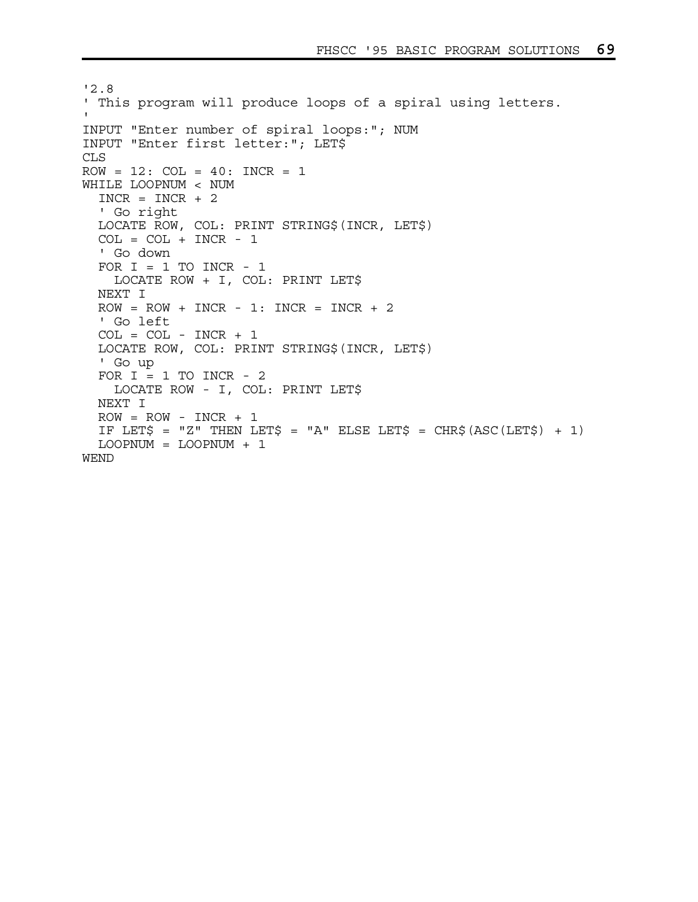```
'2.8
' This program will produce loops of a spiral using letters.
'
INPUT "Enter number of spiral loops:"; NUM
INPUT "Enter first letter:"; LET$
CLS
ROW = 12: COL = 40: INCR = 1
WHILE LOOPNUM < NUM
  INCR = INCR + 2
  ' Go right
  LOCATE ROW, COL: PRINT STRING$(INCR, LET$)
  COL = COL + INCR - 1
  ' Go down
  FOR I = 1 TO INCR - 1
    LOCATE ROW + I, COL: PRINT LET$
  NEXT I
  ROW = ROW + INCR - 1: INCR = INCR + 2
  ' Go left
  COL = COL - INCR + 1
  LOCATE ROW, COL: PRINT STRING$(INCR, LET$)
  ' Go up
  FOR I = 1 TO INCR - 2
    LOCATE ROW - I, COL: PRINT LET$
  NEXT I
  ROW = ROW - INCR + 1
  IF LET$ = "Z" THEN LET$ = "A" ELSE LET$ = CHR$(ASC(LET$) + 1)
  LOOPNUM = LOOPNUM + 1
WEND
```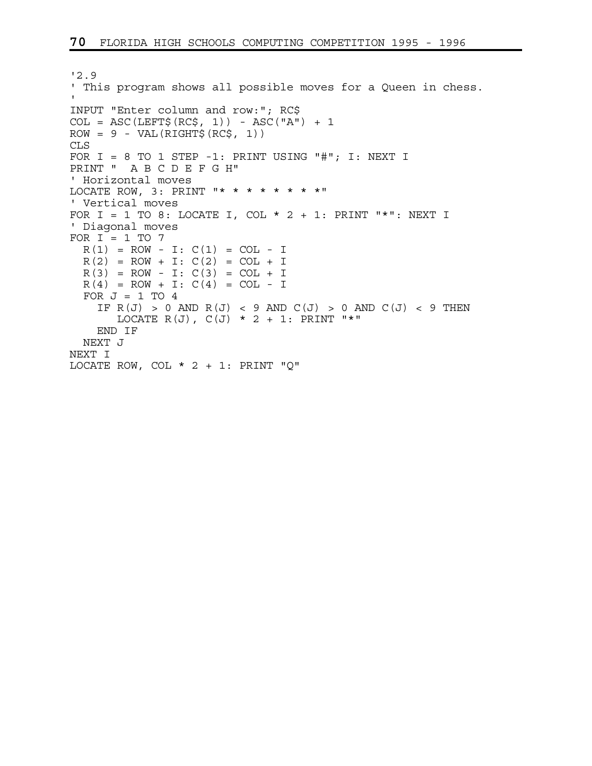```
'2.9
' This program shows all possible moves for a Queen in chess.
'
INPUT "Enter column and row:"; RC$
COL = ASC(LEFT$(RC$, 1)) - ASC("A") + 1
ROW = 9 - VAL(RIGHT$(RC$, 1))
CLS
FOR I = 8 TO 1 STEP -1: PRINT USING "#"; I: NEXT I
PRINT "  A B C D E F G H"
' Horizontal moves
LOCATE ROW, 3: PRINT "* * * * * * * *"
' Vertical moves
FOR I = 1 TO 8: LOCATE I, COL * 2 + 1: PRINT "*": NEXT I
' Diagonal moves
FOR I = 1 TO 7
  R(1) = ROW - I: C(1) = COL - I
  R(2) = ROW + I: C(2) = COL + I
  R(3) = ROW - I: C(3) = COL + I
  R(4) = ROW + I: C(4) = COL - I
  FOR J = 1 TO 4
    IF R(J) > 0 AND R(J) < 9 AND C(J) > 0 AND C(J) < 9 THEN
       LOCATE R(J), C(J) * 2 + 1: PRINT "*"
    END IF
  NEXT J
NEXT I
LOCATE ROW, COL * 2 + 1: PRINT "Q"
```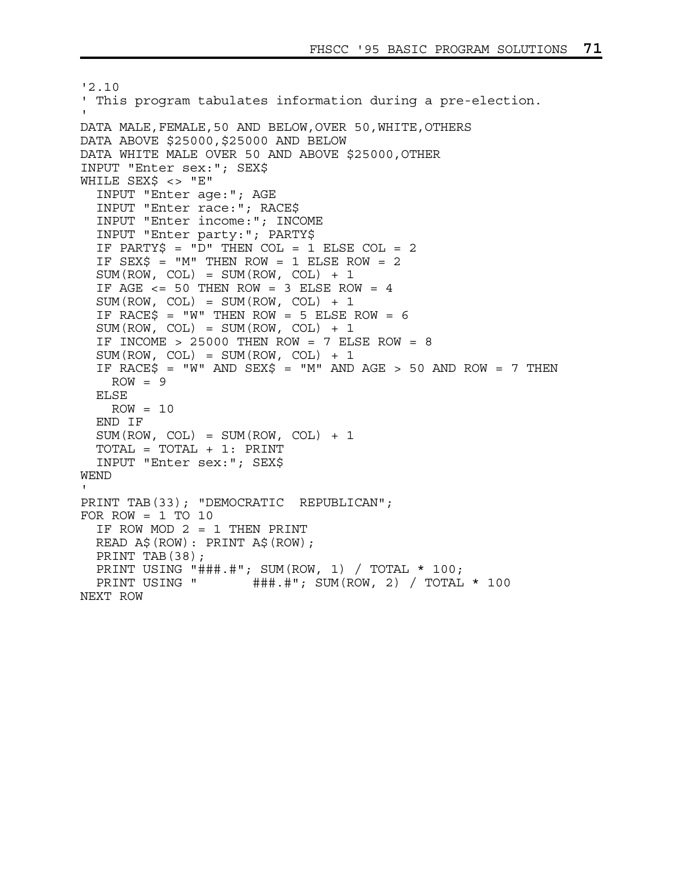```
'2.10
' This program tabulates information during a pre-election.
'
DATA MALE,FEMALE,50 AND BELOW,OVER 50,WHITE,OTHERS
DATA ABOVE $25000,$25000 AND BELOW
DATA WHITE MALE OVER 50 AND ABOVE $25000,OTHER
INPUT "Enter sex:"; SEX$
WHILE SEX$ <> "E"
  INPUT "Enter age:"; AGE
  INPUT "Enter race:"; RACE$
  INPUT "Enter income:"; INCOME
  INPUT "Enter party:"; PARTY$
  IF PARTY$ = "D" THEN COL = 1 ELSE COL = 2
  IF SEX$ = "M" THEN ROW = 1 ELSE ROW = 2
  SUM(ROW, COL) = SUM(ROW, COL) + 1
  IF AGE <= 50 THEN ROW = 3 ELSE ROW = 4
  SUM(ROW, COL) = SUM(ROW, COL) + 1
  IF RACE$ = "W" THEN ROW = 5 ELSE ROW = 6
  SUM(ROW, COL) = SUM(ROW, COL) + 1
  IF INCOME > 25000 THEN ROW = 7 ELSE ROW = 8
  SUM(ROW, COL) = SUM(ROW, COL) + 1
  IF RACE$ = "W" AND SEX$ = "M" AND AGE > 50 AND ROW = 7 THEN
    ROW = 9
  ELSE
    ROW = 10
  END IF
  SUM(ROW, COL) = SUM(ROW, COL) + 1
  TOTAL = TOTAL + 1: PRINT
  INPUT "Enter sex:"; SEX$
WEND
'
PRINT TAB(33); "DEMOCRATIC  REPUBLICAN";
FOR ROW = 1 TO 10
  IF ROW MOD 2 = 1 THEN PRINT
  READ A$(ROW): PRINT A$(ROW);
  PRINT TAB(38);
  PRINT USING "###.#"; SUM(ROW, 1) / TOTAL * 100;
  PRINT USING "       ###.#"; SUM(ROW, 2) / TOTAL * 100
NEXT ROW
```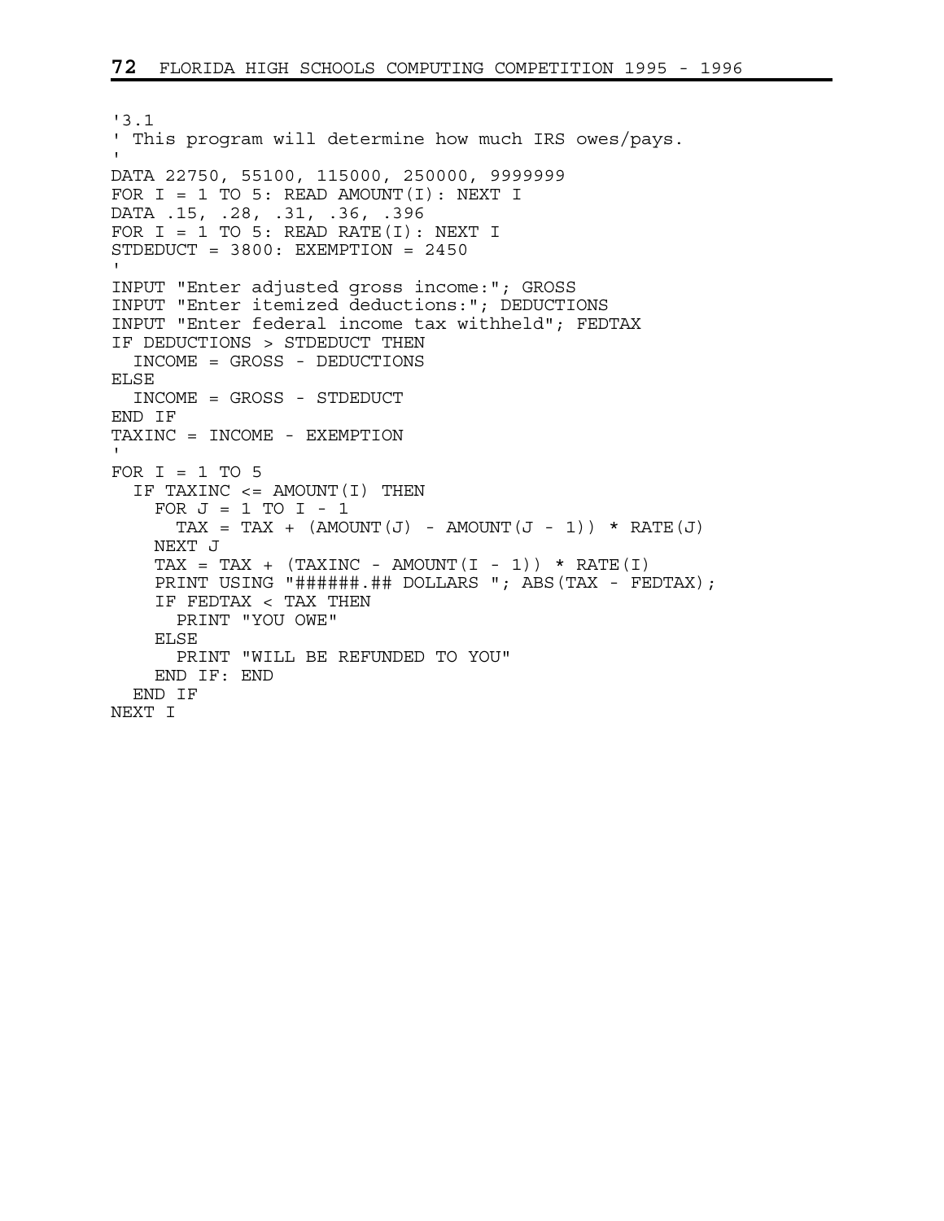```
'3.1
' This program will determine how much IRS owes/pays.
'
DATA 22750, 55100, 115000, 250000, 9999999
FOR I = 1 TO 5: READ AMOUNT(I): NEXT I
DATA .15, .28, .31, .36, .396
FOR I = 1 TO 5: READ RATE(I): NEXT I
STDEDUCT = 3800: EXEMPTION = 2450
'
INPUT "Enter adjusted gross income:"; GROSS
INPUT "Enter itemized deductions:"; DEDUCTIONS
INPUT "Enter federal income tax withheld"; FEDTAX
IF DEDUCTIONS > STDEDUCT THEN
  INCOME = GROSS - DEDUCTIONS
ELSE
  INCOME = GROSS - STDEDUCT
END IF
TAXINC = INCOME - EXEMPTION
'
FOR I = 1 TO 5
  IF TAXINC <= AMOUNT(I) THEN
    FOR J = 1 TO I - 1
      TAX = TAX + (AMOUNT(J) - AMOUNT(J - 1)) * RATE(J)
    NEXT J
    TAX = TAX + (TAXINC - AMOUNT(I - 1)) * RATE(I)
    PRINT USING "######.## DOLLARS "; ABS(TAX - FEDTAX);
    IF FEDTAX < TAX THEN
      PRINT "YOU OWE"
    ELSE
      PRINT "WILL BE REFUNDED TO YOU"
    END IF: END
  END IF
NEXT I
```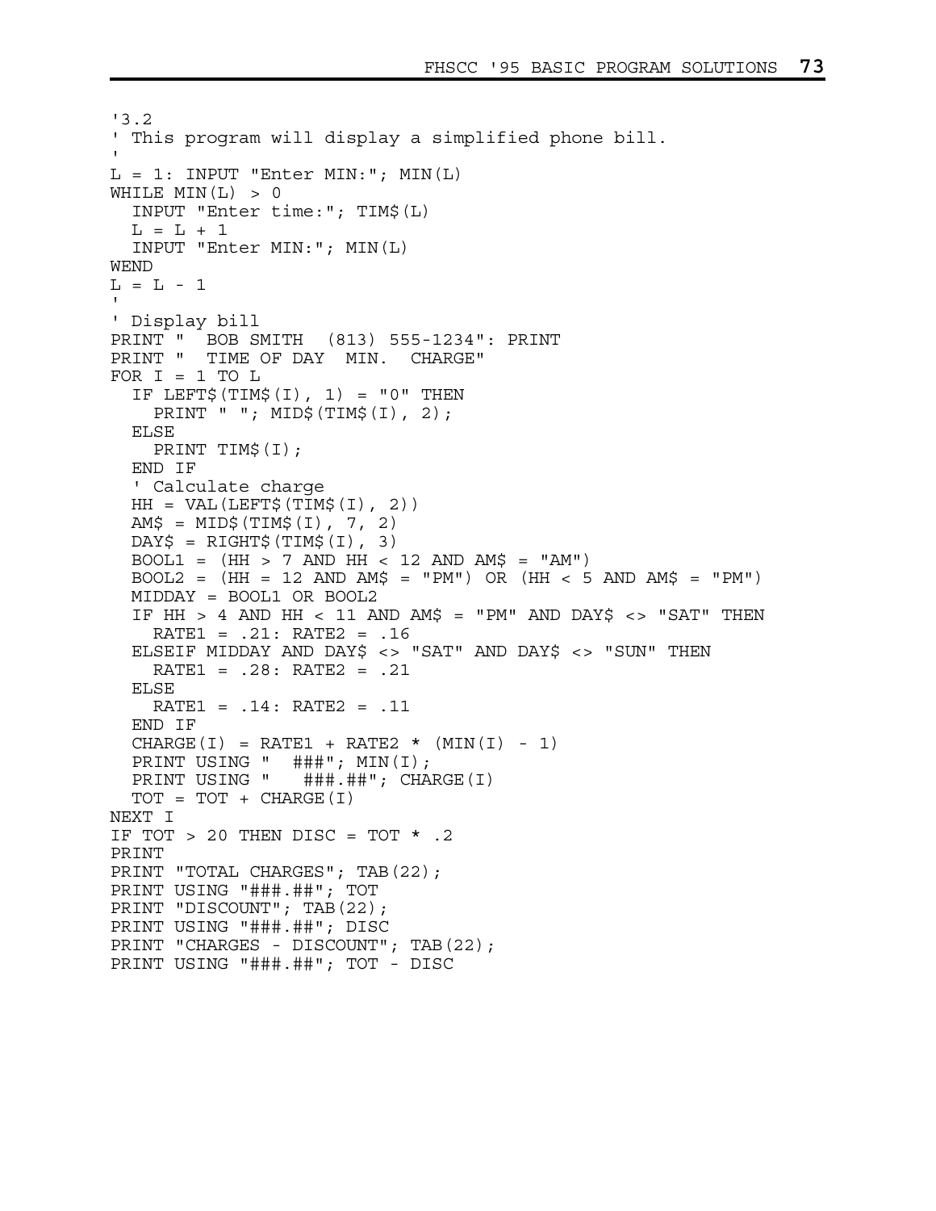```
'3.2
' This program will display a simplified phone bill.
'
L = 1: INPUT "Enter MIN:"; MIN(L)
WHILE MIN(L) > 0
  INPUT "Enter time:"; TIM$(L)
  L = L + 1
  INPUT "Enter MIN:"; MIN(L)
WEND
L = L - 1
'
' Display bill
PRINT "  BOB SMITH  (813) 555-1234": PRINT
PRINT "  TIME OF DAY  MIN.  CHARGE"
FOR I = 1 TO L
  IF LEFT$(TIM$(I), 1) = "0" THEN
     PRINT " "; MID$(TIM$(I), 2);
  ELSE
     PRINT TIM$(I);
  END IF
  ' Calculate charge
  HH = VAL(LEFT$(TIM$(I), 2))
  AM$ = MID$(TIM$(I), 7, 2)
  DAY$ = RIGHT$(TIM$(I), 3)
  BOOL1 = (HH > 7 AND HH < 12 AND AM$ = "AM")
  BOOL2 = (HH = 12 AND AM$ = "PM") OR (HH < 5 AND AM$ = "PM")
  MIDDAY = BOOL1 OR BOOL2
  IF HH > 4 AND HH < 11 AND AM$ = "PM" AND DAY$ <> "SAT" THEN
     RATE1 = .21: RATE2 = .16
  ELSEIF MIDDAY AND DAY$ <> "SAT" AND DAY$ <> "SUN" THEN
     RATE1 = .28: RATE2 = .21
  ELSE
     RATE1 = .14: RATE2 = .11
  END IF
  CHARGE(I) = RATE1 + RATE2 * (MIN(I) - 1)
  PRINT USING "  ###"; MIN(I);
  PRINT USING "   ###.##"; CHARGE(I)
  TOT = TOT + CHARGE(I)
NEXT I
IF TOT > 20 THEN DISC = TOT * .2
PRINT
PRINT "TOTAL CHARGES"; TAB(22);
PRINT USING "###.##"; TOT
PRINT "DISCOUNT"; TAB(22);
PRINT USING "###.##"; DISC
PRINT "CHARGES - DISCOUNT"; TAB(22);
PRINT USING "###.##"; TOT - DISC
```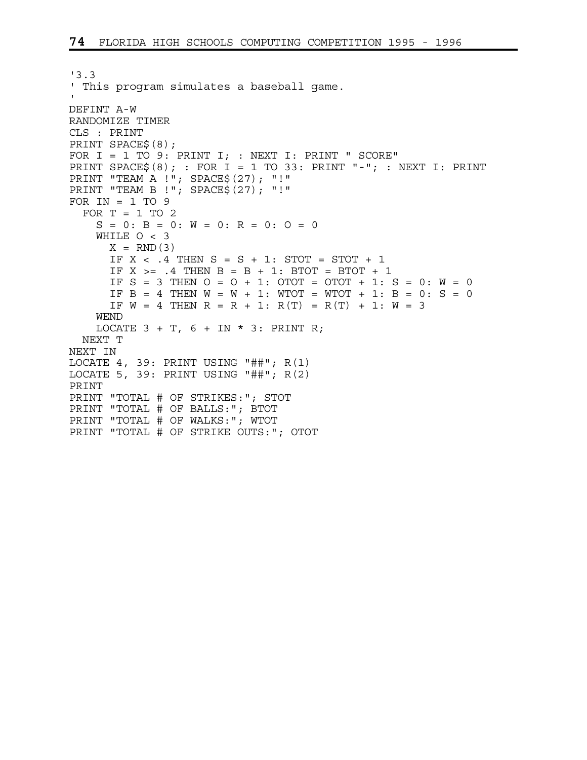```
'3.3
' This program simulates a baseball game.
'
DEFINT A-W
RANDOMIZE TIMER
CLS : PRINT
PRINT SPACE$(8);
FOR I = 1 TO 9: PRINT I; : NEXT I: PRINT " SCORE"
PRINT SPACE$(8); : FOR I = 1 TO 33: PRINT "-"; : NEXT I: PRINT
PRINT "TEAM A !"; SPACE$(27); "!"
PRINT "TEAM B !"; SPACE$(27); "!"
FOR IN = 1 TO 9
  FOR T = 1 TO 2
    S = 0: B = 0: W = 0: R = 0: O = 0
    WHILE O < 3
      X = RND(3)
      IF X < .4 THEN S = S + 1: STOT = STOT + 1
      IF X >= .4 THEN B = B + 1: BTOT = BTOT + 1
      IF S = 3 THEN O = O + 1: OTOT = OTOT + 1: S = 0: W = 0
      IF B = 4 THEN W = W + 1: WTOT = WTOT + 1: B = 0: S = 0
      IF W = 4 THEN R = R + 1: R(T) = R(T) + 1: W = 3
    WEND
    LOCATE 3 + T, 6 + IN * 3: PRINT R;
  NEXT T
NEXT IN
LOCATE 4, 39: PRINT USING "##"; R(1)
LOCATE 5, 39: PRINT USING "##"; R(2)
PRINT
PRINT "TOTAL # OF STRIKES:"; STOT
PRINT "TOTAL # OF BALLS:"; BTOT
PRINT "TOTAL # OF WALKS:"; WTOT
PRINT "TOTAL # OF STRIKE OUTS:"; OTOT
```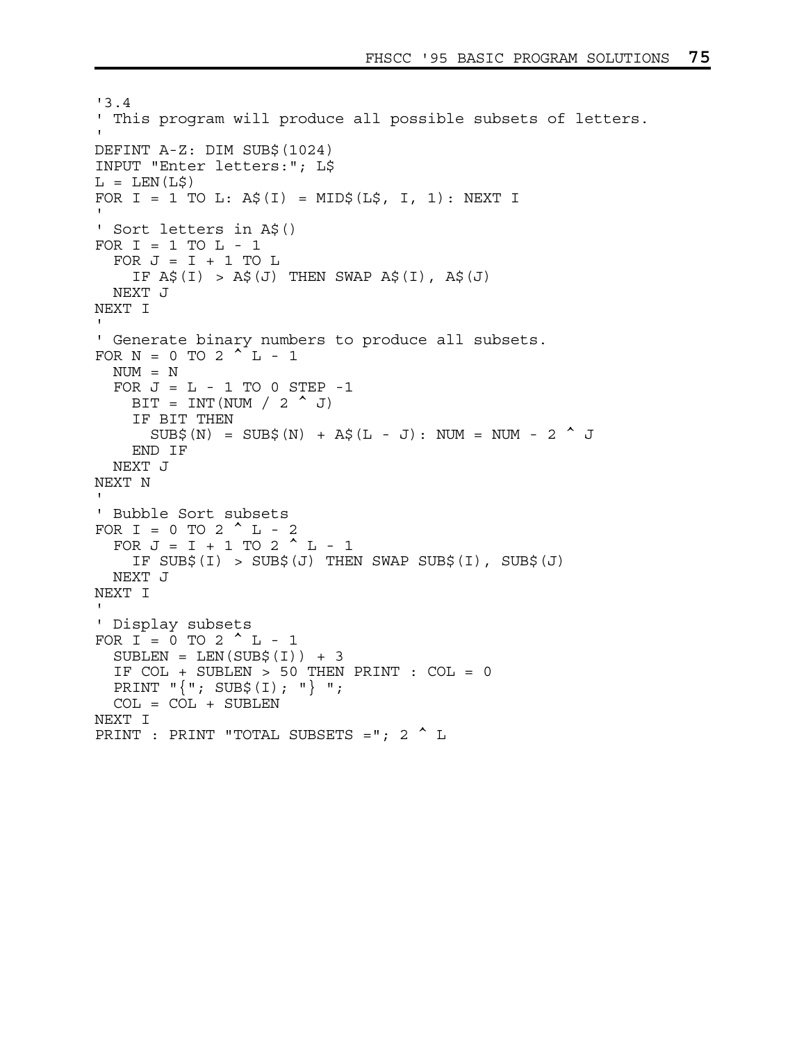```
'3.4
' This program will produce all possible subsets of letters.
'
DEFINT A-Z: DIM SUB$(1024)
INPUT "Enter letters:"; L$
L = LEN(L$)
FOR I = 1 TO L: A$(I) = MID$(L$, I, 1): NEXT I
'
' Sort letters in A$()
FOR I = 1 TO L - 1
  FOR J = I + 1 TO L
    IF A$(I) > A$(J) THEN SWAP A$(I), A$(J)
  NEXT J
NEXT I
'
' Generate binary numbers to produce all subsets.
FOR N = 0 TO 2 ^ L - 1
  NUM = N
  FOR J = L - 1 TO 0 STEP -1
    BIT = INT(NUM / 2 ^ J)
    IF BIT THEN
      SUB$(N) = SUB$(N) + A$(L - J): NUM = NUM - 2 ^ J
    END IF
  NEXT J
NEXT N
'
' Bubble Sort subsets
FOR I = 0 TO 2 ^ L - 2
  FOR J = I + 1 TO 2 ^ L - 1
    IF SUB$(I) > SUB$(J) THEN SWAP SUB$(I), SUB$(J)
  NEXT J
NEXT I
'
' Display subsets
FOR I = 0 TO 2 ^ L - 1
  SUBLEN = LEN(SUB$(I)) + 3
  IF COL + SUBLEN > 50 THEN PRINT : COL = 0
  PRINT "{"; SUB$(I); "} ";
  COL = COL + SUBLEN
NEXT I
PRINT : PRINT "TOTAL SUBSETS ="; 2 ^ L
```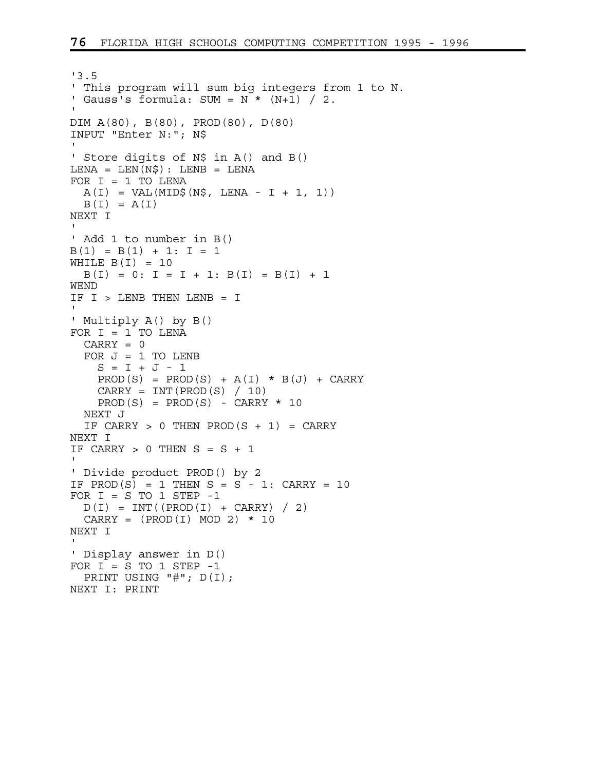```
'3.5
' This program will sum big integers from 1 to N.
' Gauss's formula: SUM = N * (N+1) / 2.
'
DIM A(80), B(80), PROD(80), D(80)
INPUT "Enter N:"; N$
'
' Store digits of N$ in A() and B()
LENA = LEN(N$): LENB = LENA
FOR I = 1 TO LENA
  A(I) = VAL(MID$(N$, LENA - I + 1, 1))
  B(I) = A(I)
NEXT I
'
' Add 1 to number in B()
B(1) = B(1) + 1: I = 1
WHILE B(I) = 10
  B(I) = 0: I = I + 1: B(I) = B(I) + 1
WEND
IF I > LENB THEN LENB = I
'
' Multiply A() by B()
FOR I = 1 TO LENA
  CARRY = 0
  FOR J = 1 TO LENB
    S = I + J - 1
    PROD(S) = PROD(S) + A(I) * B(J) + CARRY
    CARRY = INT(PROD(S) / 10)
    PROD(S) = PROD(S) - CARRY * 10
  NEXT J
  IF CARRY > 0 THEN PROD(S + 1) = CARRY
NEXT I
IF CARRY > 0 THEN S = S + 1
'
' Divide product PROD() by 2
IF PROD(S) = 1 THEN S = S - 1: CARRY = 10
FOR I = S TO 1 STEP -1
  D(I) = INT((PROD(I) + CARRY) / 2)
  CARRY = (PROD(I) MOD 2) * 10
NEXT I
'
' Display answer in D()
FOR I = S TO 1 STEP -1
  PRINT USING "#"; D(I);
NEXT I: PRINT
```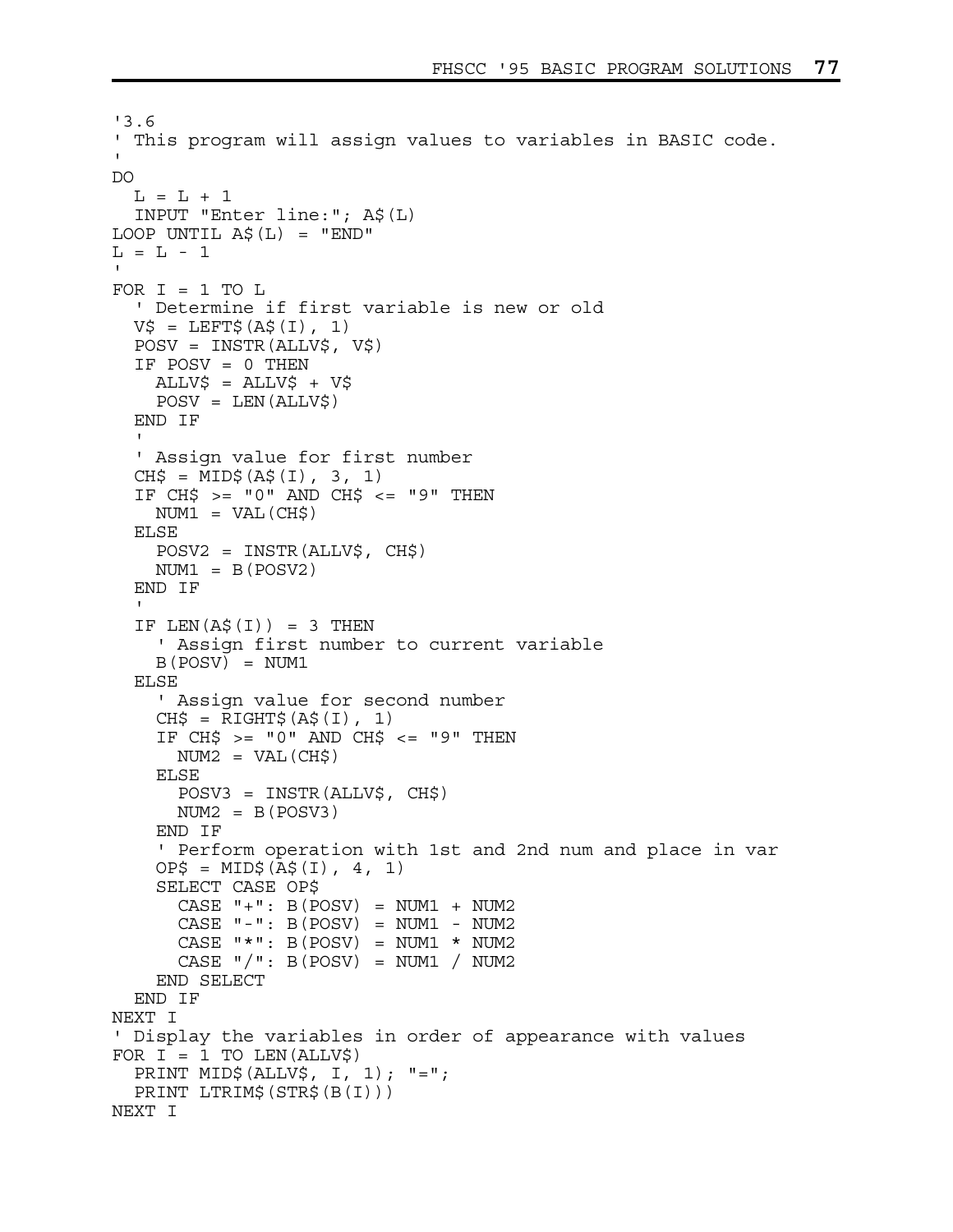```
'3.6
' This program will assign values to variables in BASIC code.
'
DO
  L = L + 1
  INPUT "Enter line:"; A$(L)
LOOP UNTIL A$(L) = "END"
L = L - 1
'
FOR I = 1 TO L
  ' Determine if first variable is new or old
  V$ = LEFT$(A$(I), 1)
  POSV = INSTR(ALLV$, V$)
  IF POSV = 0 THEN
    ALLV$ = ALLV$ + V$
    POSV = LEN(ALLV$)
  END IF
  '
  ' Assign value for first number
  CH$ = MID$(A$(I), 3, 1)
  IF CH$ >= "0" AND CH$ <= "9" THEN
    NUM1 = VAL(CH$)
  ELSE
    POSV2 = INSTR(ALLV$, CH$)
    NUM1 = B(POSV2)
  END IF
  '
  IF LEN(A$(I)) = 3 THEN
    ' Assign first number to current variable
    B(POSV) = NUM1
  ELSE
    ' Assign value for second number
    CH$ = RIGHT$(A$(I), 1)
    IF CH$ >= "0" AND CH$ <= "9" THEN
      NUM2 = VAL(CH$)
    ELSE
      POSV3 = INSTR(ALLV$, CH$)
      NUM2 = B(POSV3)
    END IF
    ' Perform operation with 1st and 2nd num and place in var
    OP$ = MID$(A$(I), 4, 1)
    SELECT CASE OP$
      CASE "+": B(POSV) = NUM1 + NUM2
      CASE "-": B(POSV) = NUM1 - NUM2
      CASE "*": B(POSV) = NUM1 * NUM2
      CASE "/": B(POSV) = NUM1 / NUM2
    END SELECT
  END IF
NEXT I
' Display the variables in order of appearance with values
FOR I = 1 TO LEN(ALLV$)
  PRINT MID$(ALLV$, I, 1); "=";
  PRINT LTRIM$(STR$(B(I)))
NEXT I
```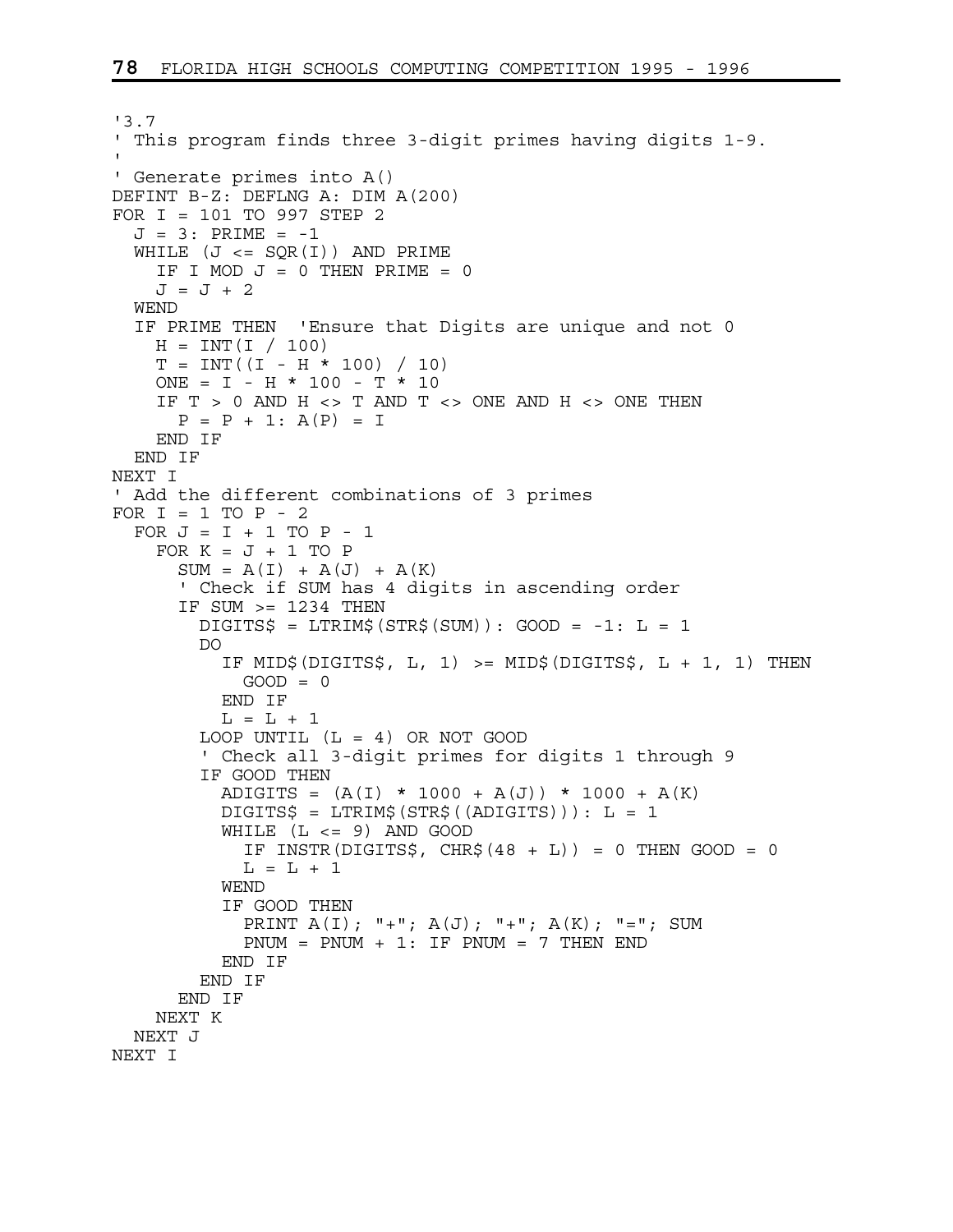```
'3.7
' This program finds three 3-digit primes having digits 1-9.
'
' Generate primes into A()
DEFINT B-Z: DEFLNG A: DIM A(200)
FOR I = 101 TO 997 STEP 2
  J = 3: PRIME = -1
  WHILE (J <= SQR(I)) AND PRIME
    IF I MOD J = 0 THEN PRIME = 0
    J = J + 2
  WEND
  IF PRIME THEN  'Ensure that Digits are unique and not 0
    H = INT(I / 100)
    T = INT((I - H * 100) / 10)
    ONE = I - H * 100 - T * 10
    IF T > 0 AND H <> T AND T <> ONE AND H <> ONE THEN
      P = P + 1: A(P) = I
    END IF
  END IF
NEXT I
' Add the different combinations of 3 primes
FOR I = 1 TO P - 2
  FOR J = I + 1 TO P - 1
    FOR K = J + 1 TO P
      SUM = A(I) + A(J) + A(K)
      ' Check if SUM has 4 digits in ascending order
      IF SUM >= 1234 THEN
        DIGITS$ = LTRIM$(STR$(SUM)): GOOD = -1: L = 1
        DO
          IF MID$(DIGITS$, L, 1) >= MID$(DIGITS$, L + 1, 1) THEN
            GOOD = 0
          END IF
          L = L + 1
        LOOP UNTIL (L = 4) OR NOT GOOD
        ' Check all 3-digit primes for digits 1 through 9
        IF GOOD THEN
          ADIGITS = (A(I) * 1000 + A(J)) * 1000 + A(K)
          DIGITS$ = LTRIM$(STR$((ADIGITS))): L = 1
          WHILE (L <= 9) AND GOOD
            IF INSTR(DIGITS$, CHR$(48 + L)) = 0 THEN GOOD = 0
            L = L + 1
          WEND
          IF GOOD THEN
            PRINT A(I); "+"; A(J); "+"; A(K); "="; SUM
            PNUM = PNUM + 1: IF PNUM = 7 THEN END
          END IF
        END IF
      END IF
    NEXT K
  NEXT J
NEXT I
```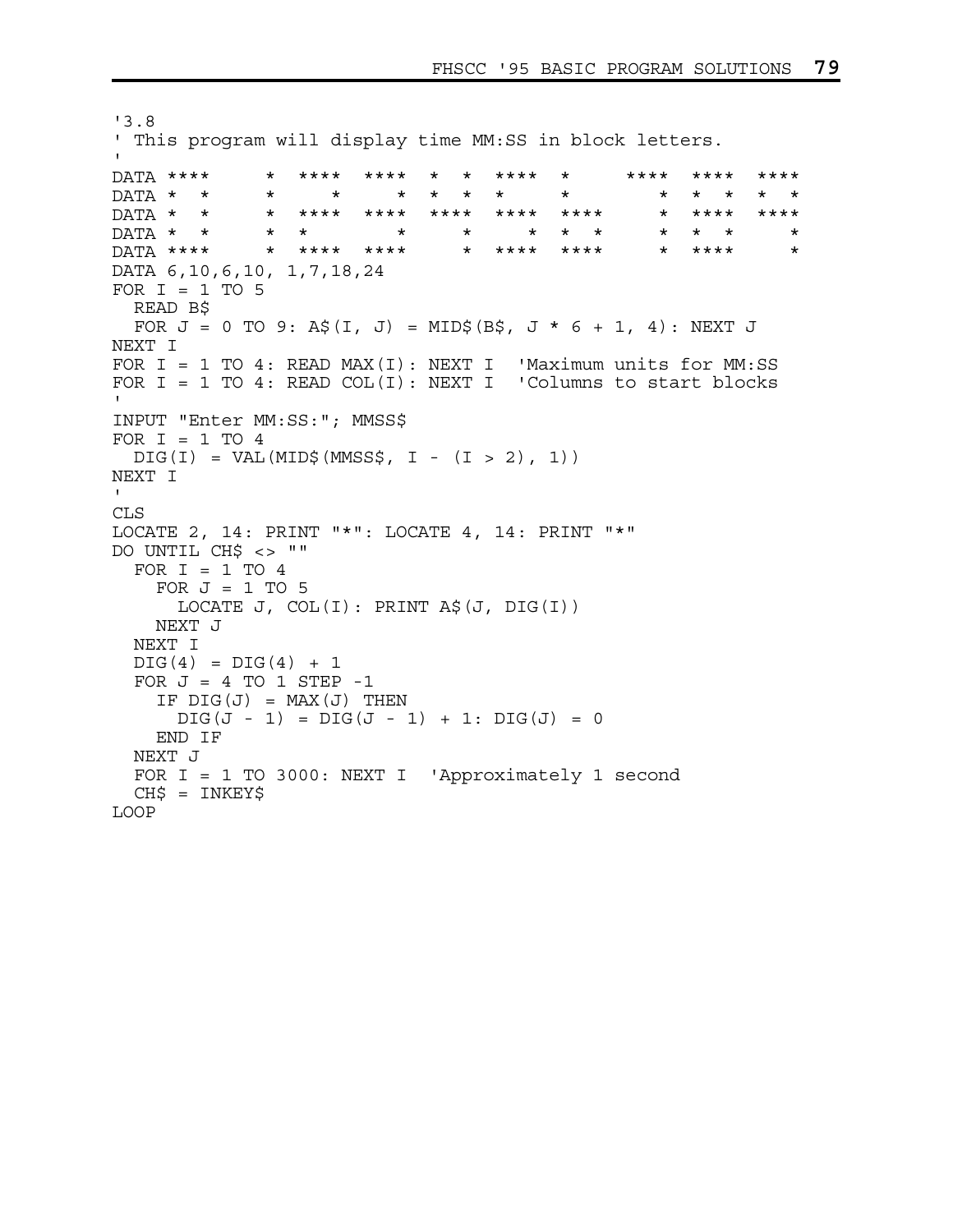```
'3.8
' This program will display time MM:SS in block letters.
'
DATA ****     *  ****  ****  *  *  ****  *      ****  ****  ****
DATA *  *     *     *     *  *  *  *     *         *  *  *  *  *
DATA *  *     *  ****  ****  ****  ****  ****      *  ****  ****
DATA *  *     *  *        *     *     *  *  *      *  *  *     *
DATA ****     *  ****  ****     *  ****  ****      *  ****     *
DATA 6,10,6,10, 1,7,18,24
FOR I = 1 TO 5
  READ B$
  FOR J = 0 TO 9: A$(I, J) = MID$(B$, J * 6 + 1, 4): NEXT J
NEXT I
FOR I = 1 TO 4: READ MAX(I): NEXT I  'Maximum units for MM:SS
FOR I = 1 TO 4: READ COL(I): NEXT I  'Columns to start blocks
'
INPUT "Enter MM:SS:"; MMSS$
FOR I = 1 TO 4
  DIG(I) = VAL(MID$(MMSS$, I - (I > 2), 1))
NEXT I
'
CLS
LOCATE 2, 14: PRINT "*": LOCATE 4, 14: PRINT "*"
DO UNTIL CH$ <> ""
  FOR I = 1 TO 4
    FOR J = 1 TO 5
      LOCATE J, COL(I): PRINT A$(J, DIG(I))
    NEXT J
  NEXT I
  DIG(4) = DIG(4) + 1
  FOR J = 4 TO 1 STEP -1
    IF DIG(J) = MAX(J) THEN
      DIG(J - 1) = DIG(J - 1) + 1: DIG(J) = 0
    END IF
  NEXT J
  FOR I = 1 TO 3000: NEXT I  'Approximately 1 second
  CH$ = INKEY$
LOOP
```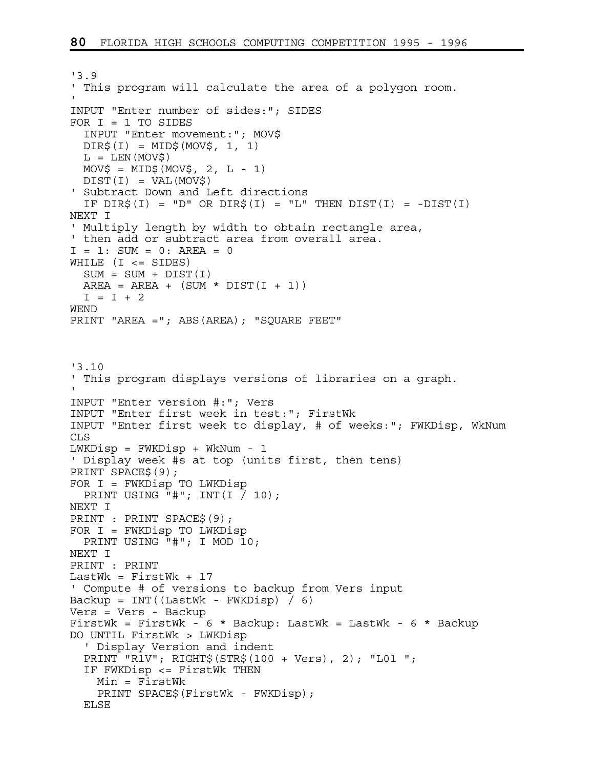```
'3.9
' This program will calculate the area of a polygon room.
'
INPUT "Enter number of sides:"; SIDES
FOR I = 1 TO SIDES
  INPUT "Enter movement:"; MOV$
  DIR$(I) = MID$(MOV$, 1, 1)
  L = LEN(MOV$)
  MOV$ = MID$(MOV$, 2, L - 1)
  DIST(I) = VAL(MOV$)
' Subtract Down and Left directions
  IF DIR$(I) = "D" OR DIR$(I) = "L" THEN DIST(I) = -DIST(I)
NEXT I
' Multiply length by width to obtain rectangle area,
' then add or subtract area from overall area.
I = 1: SUM = 0: AREA = 0
WHILE (I <= SIDES)
  SUM = SUM + DIST(I)
  AREA = AREA + (SUM * DIST(I + 1))
  I = I + 2
WEND
PRINT "AREA ="; ABS(AREA); "SQUARE FEET"
```

```
'3.10
' This program displays versions of libraries on a graph.
'
INPUT "Enter version #:"; Vers
INPUT "Enter first week in test:"; FirstWk
INPUT "Enter first week to display, # of weeks:"; FWKDisp, WkNum
CLS
LWKDisp = FWKDisp + WkNum - 1
' Display week #s at top (units first, then tens)
PRINT SPACE$(9);
FOR I = FWKDisp TO LWKDisp
  PRINT USING "#"; INT(I / 10);
NEXT I
PRINT : PRINT SPACE$(9);
FOR I = FWKDisp TO LWKDisp
  PRINT USING "#"; I MOD 10;
NEXT I
PRINT : PRINT
LastWk = FirstWk + 17
' Compute # of versions to backup from Vers input
Backup = INT((LastWk - FWKDisp) / 6)
Vers = Vers - Backup
FirstWk = FirstWk - 6 * Backup: LastWk = LastWk - 6 * Backup
DO UNTIL FirstWk > LWKDisp
  ' Display Version and indent
  PRINT "R1V"; RIGHT$(STR$(100 + Vers), 2); "L01 ";
  IF FWKDisp <= FirstWk THEN
    Min = FirstWk
    PRINT SPACE$(FirstWk - FWKDisp);
  ELSE
```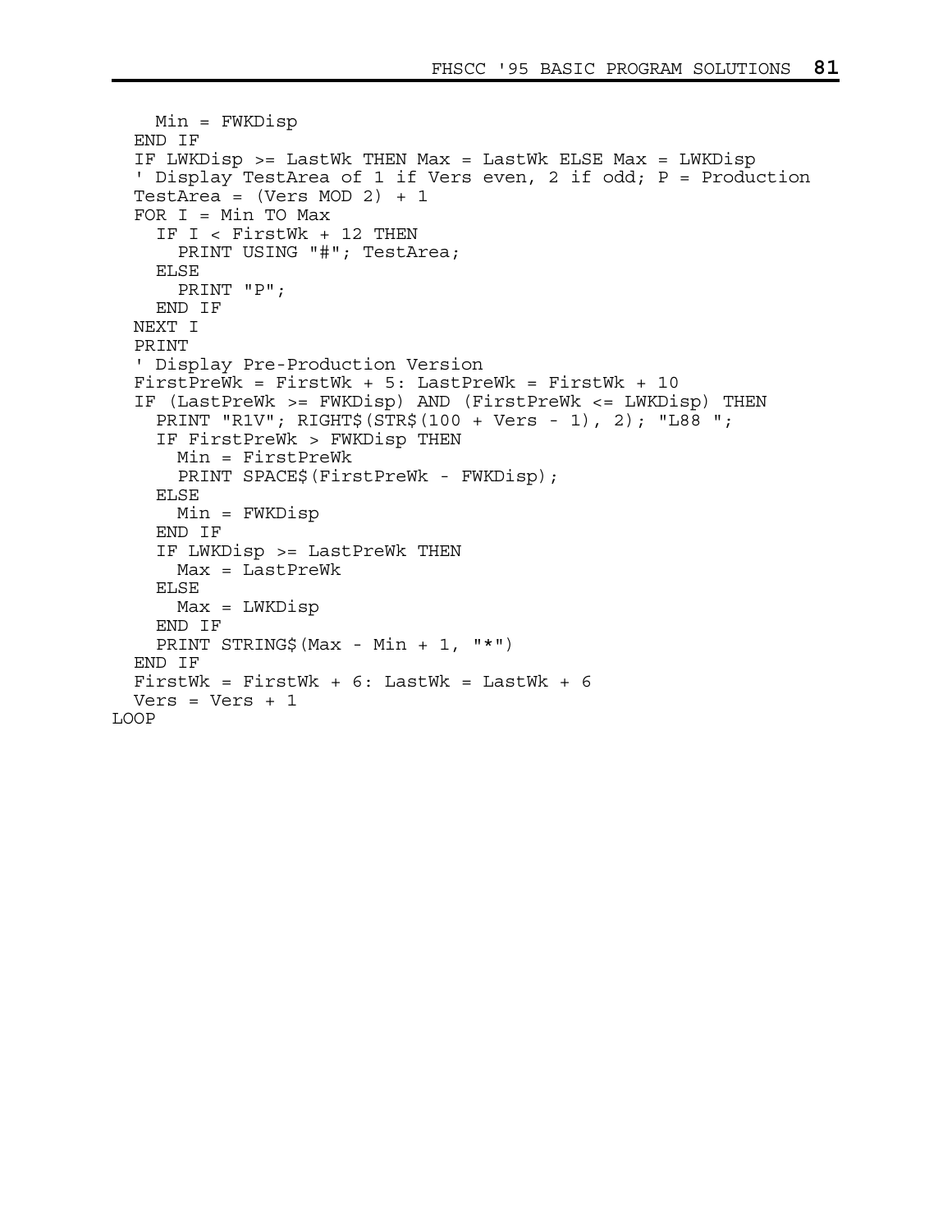```
    Min = FWKDisp
  END IF
  IF LWKDisp >= LastWk THEN Max = LastWk ELSE Max = LWKDisp
  ' Display TestArea of 1 if Vers even, 2 if odd; P = Production
  TestArea = (Vers MOD 2) + 1
  FOR I = Min TO Max
    IF I < FirstWk + 12 THEN
      PRINT USING "#"; TestArea;
    ELSE
      PRINT "P";
    END IF
  NEXT I
  PRINT
  ' Display Pre-Production Version
  FirstPreWk = FirstWk + 5: LastPreWk = FirstWk + 10
  IF (LastPreWk >= FWKDisp) AND (FirstPreWk <= LWKDisp) THEN
    PRINT "R1V"; RIGHT$(STR$(100 + Vers - 1), 2); "L88 ";
    IF FirstPreWk > FWKDisp THEN
      Min = FirstPreWk
      PRINT SPACE$(FirstPreWk - FWKDisp);
    ELSE
      Min = FWKDisp
    END IF
    IF LWKDisp >= LastPreWk THEN
      Max = LastPreWk
    ELSE
      Max = LWKDisp
    END IF
    PRINT STRING$(Max - Min + 1, "*")
  END IF
  FirstWk = FirstWk + 6: LastWk = LastWk + 6
  Vers = Vers + 1
LOOP
```